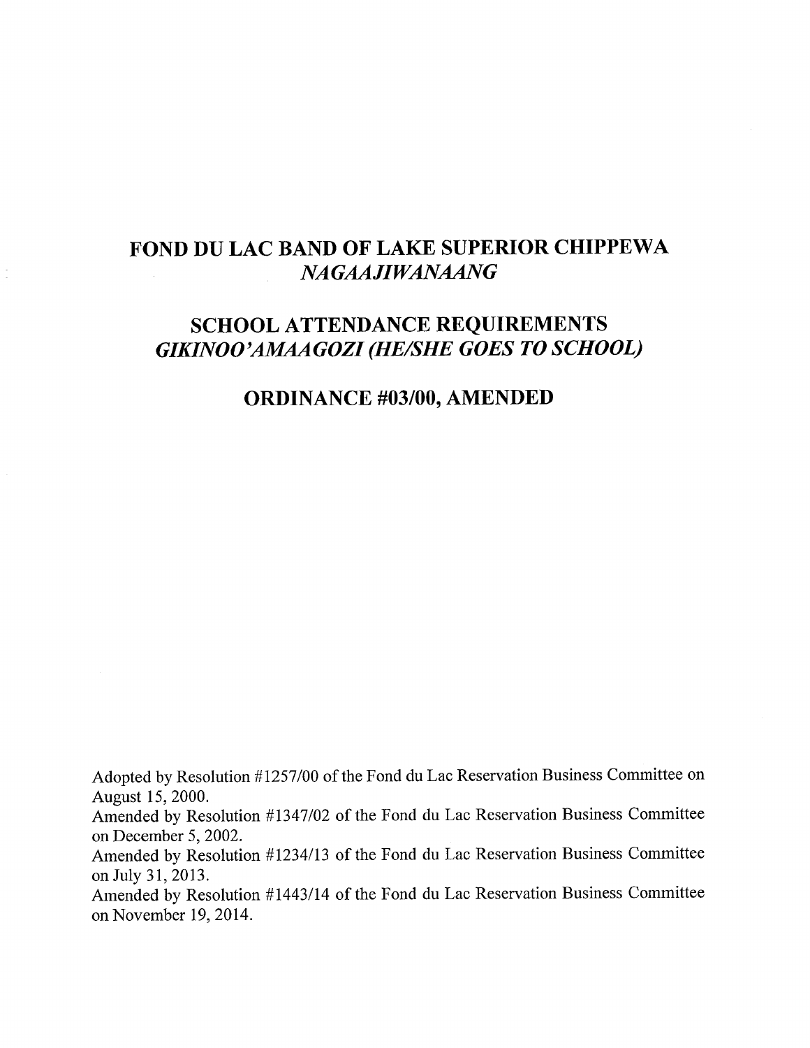# FOND DU LAC BAND OF LAKE SUPERIOR CHIPPEWA
# *NAGAAJIWANAANG*

## SCHOOL ATTENDANCE REQUIREMENTS
## *GIKINOO'AMAAGOZI (HE/SHE GOES TO SCHOOL)*

## ORDINANCE #03/00, AMENDED

Adopted by Resolution #1257/00 of the Fond du Lac Reservation Business Committee on August 15, 2000.
Amended by Resolution #1347/02 of the Fond du Lac Reservation Business Committee on December 5, 2002.
Amended by Resolution #1234/13 of the Fond du Lac Reservation Business Committee on July 31, 2013.
Amended by Resolution #1443/14 of the Fond du Lac Reservation Business Committee on November 19, 2014.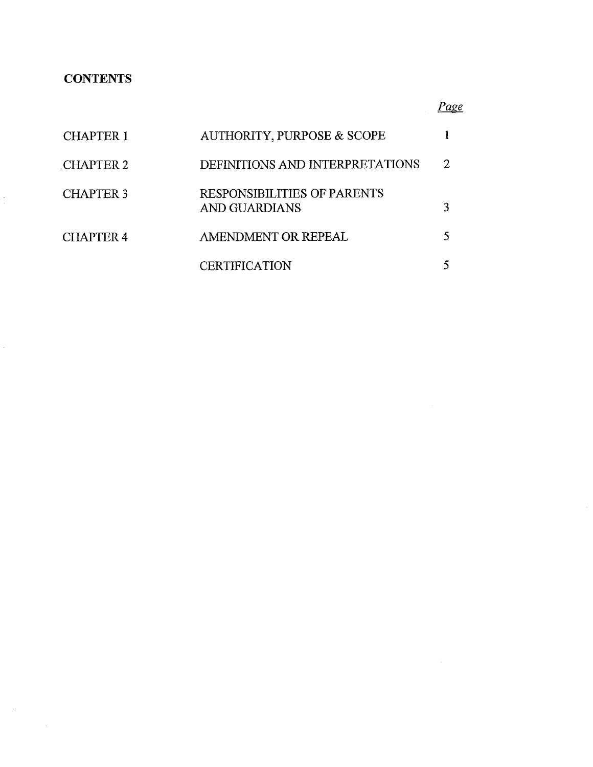**CONTENTS**

| | | *Page* |
|---|---|---|
| CHAPTER 1 | AUTHORITY, PURPOSE & SCOPE | 1 |
| CHAPTER 2 | DEFINITIONS AND INTERPRETATIONS | 2 |
| CHAPTER 3 | RESPONSIBILITIES OF PARENTS AND GUARDIANS | 3 |
| CHAPTER 4 | AMENDMENT OR REPEAL | 5 |
| | CERTIFICATION | 5 |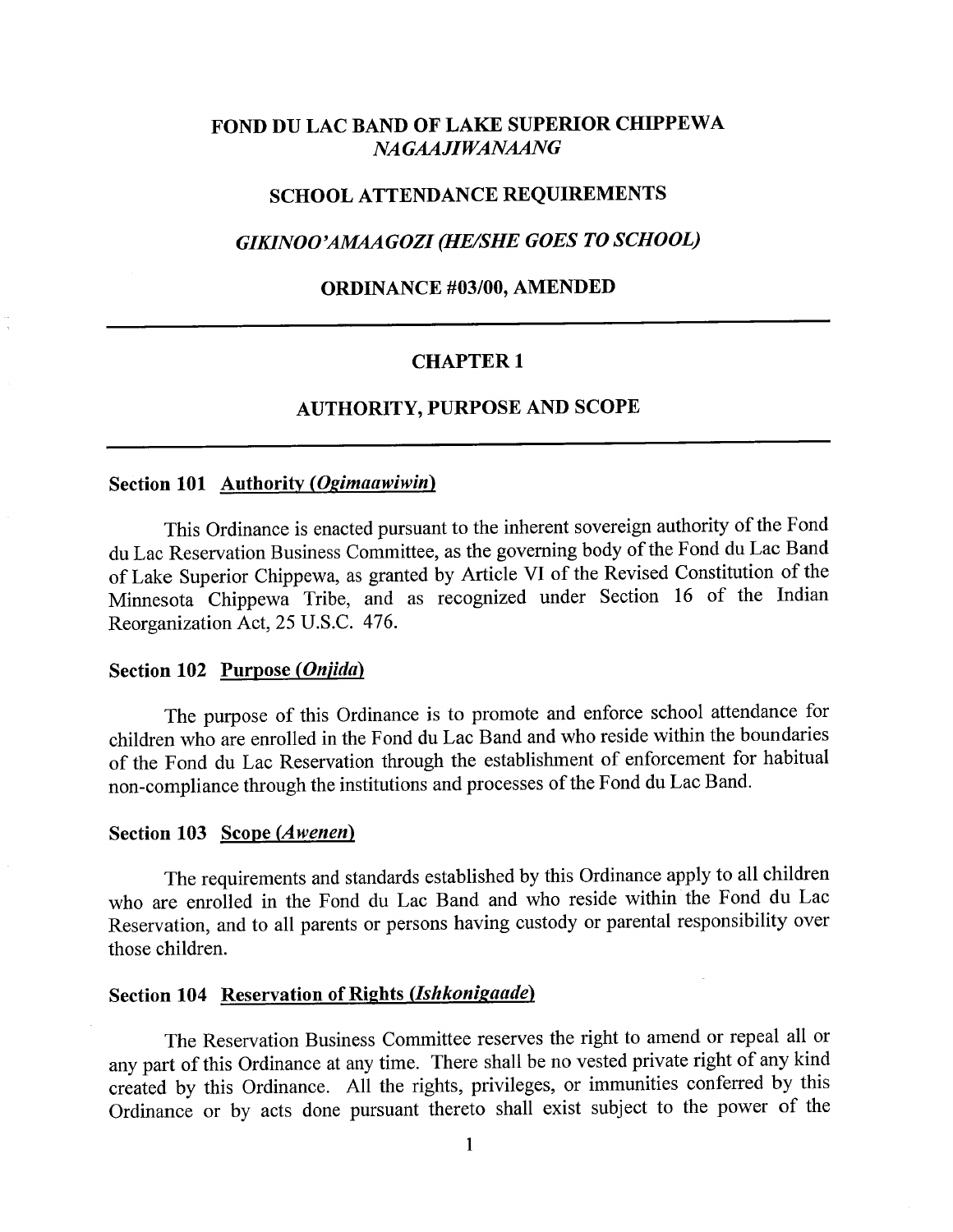# FOND DU LAC BAND OF LAKE SUPERIOR CHIPPEWA
## *NAGAAJIWANAANG*

## SCHOOL ATTENDANCE REQUIREMENTS

## *GIKINOO'AMAAGOZI (HE/SHE GOES TO SCHOOL)*

## ORDINANCE #03/00, AMENDED

---

## CHAPTER 1

## AUTHORITY, PURPOSE AND SCOPE

---

### Section 101 Authority (*Ogimaawiwin*)

This Ordinance is enacted pursuant to the inherent sovereign authority of the Fond du Lac Reservation Business Committee, as the governing body of the Fond du Lac Band of Lake Superior Chippewa, as granted by Article VI of the Revised Constitution of the Minnesota Chippewa Tribe, and as recognized under Section 16 of the Indian Reorganization Act, 25 U.S.C. 476.

### Section 102 Purpose (*Onjida*)

The purpose of this Ordinance is to promote and enforce school attendance for children who are enrolled in the Fond du Lac Band and who reside within the boundaries of the Fond du Lac Reservation through the establishment of enforcement for habitual non-compliance through the institutions and processes of the Fond du Lac Band.

### Section 103 Scope (*Awenen*)

The requirements and standards established by this Ordinance apply to all children who are enrolled in the Fond du Lac Band and who reside within the Fond du Lac Reservation, and to all parents or persons having custody or parental responsibility over those children.

### Section 104 Reservation of Rights (*Ishkonigaade*)

The Reservation Business Committee reserves the right to amend or repeal all or any part of this Ordinance at any time. There shall be no vested private right of any kind created by this Ordinance. All the rights, privileges, or immunities conferred by this Ordinance or by acts done pursuant thereto shall exist subject to the power of the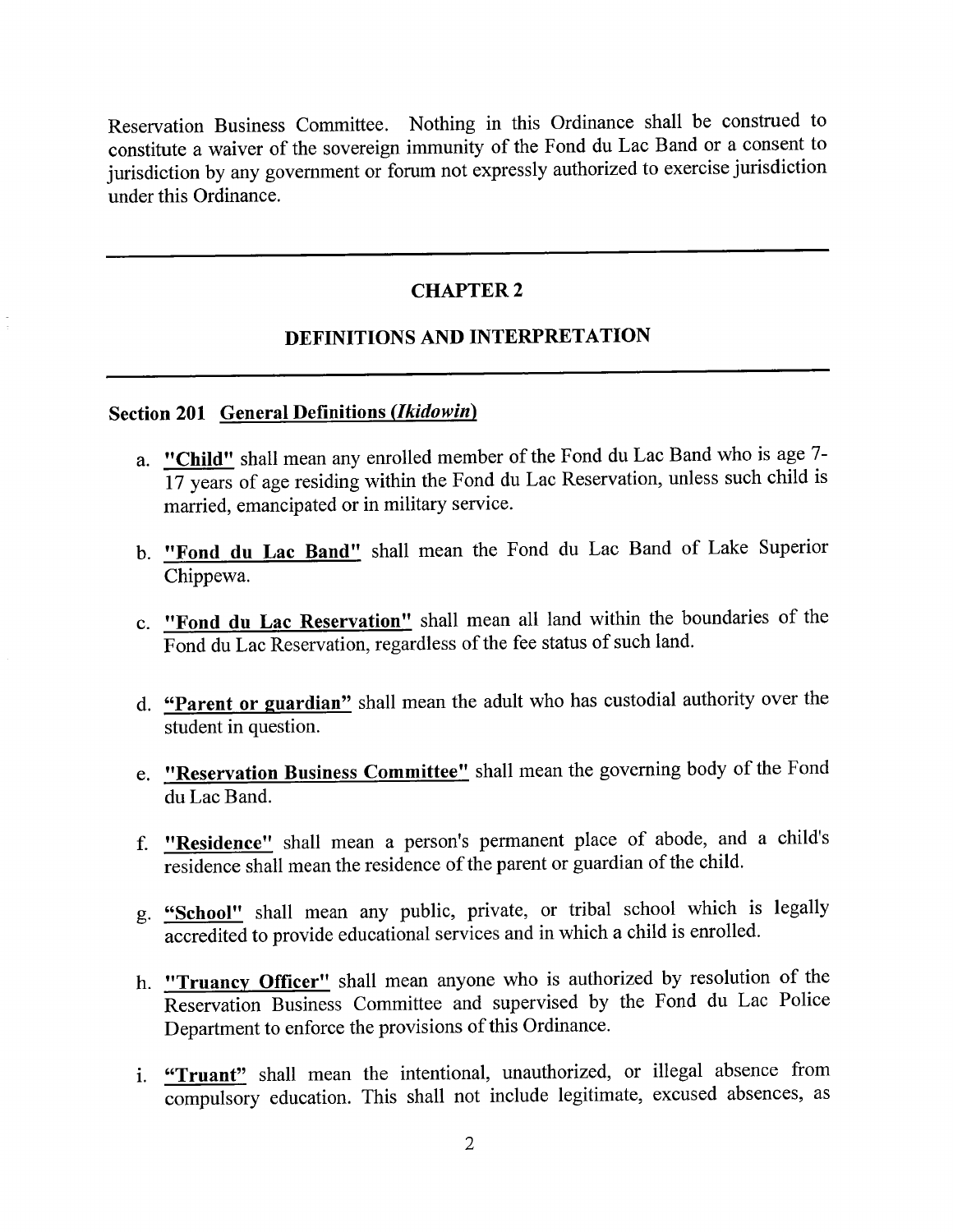Reservation Business Committee. Nothing in this Ordinance shall be construed to constitute a waiver of the sovereign immunity of the Fond du Lac Band or a consent to jurisdiction by any government or forum not expressly authorized to exercise jurisdiction under this Ordinance.

---

## CHAPTER 2

## DEFINITIONS AND INTERPRETATION

---

### Section 201 General Definitions (*Ikidowin*)

a. **"Child"** shall mean any enrolled member of the Fond du Lac Band who is age 7-17 years of age residing within the Fond du Lac Reservation, unless such child is married, emancipated or in military service.

b. **"Fond du Lac Band"** shall mean the Fond du Lac Band of Lake Superior Chippewa.

c. **"Fond du Lac Reservation"** shall mean all land within the boundaries of the Fond du Lac Reservation, regardless of the fee status of such land.

d. **"Parent or guardian"** shall mean the adult who has custodial authority over the student in question.

e. **"Reservation Business Committee"** shall mean the governing body of the Fond du Lac Band.

f. **"Residence"** shall mean a person's permanent place of abode, and a child's residence shall mean the residence of the parent or guardian of the child.

g. **"School"** shall mean any public, private, or tribal school which is legally accredited to provide educational services and in which a child is enrolled.

h. **"Truancy Officer"** shall mean anyone who is authorized by resolution of the Reservation Business Committee and supervised by the Fond du Lac Police Department to enforce the provisions of this Ordinance.

i. **"Truant"** shall mean the intentional, unauthorized, or illegal absence from compulsory education. This shall not include legitimate, excused absences, as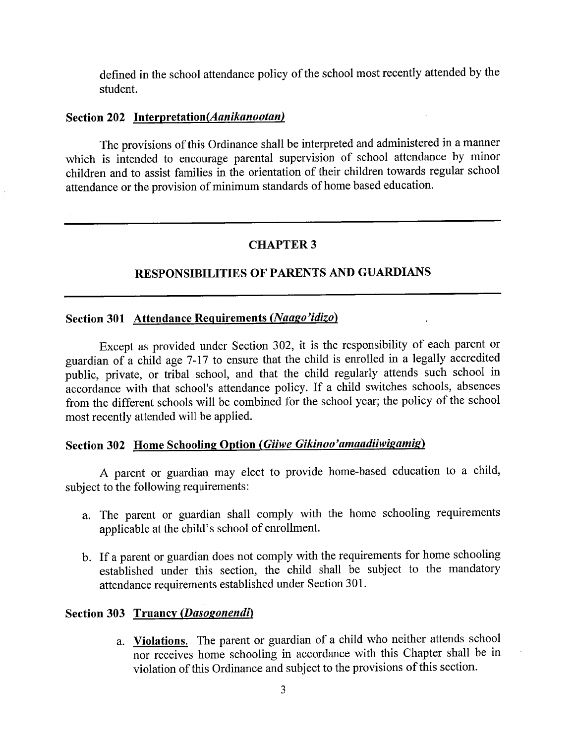defined in the school attendance policy of the school most recently attended by the student.

### Section 202 <u>Interpretation(*Aanikanootan)*</u>

The provisions of this Ordinance shall be interpreted and administered in a manner which is intended to encourage parental supervision of school attendance by minor children and to assist families in the orientation of their children towards regular school attendance or the provision of minimum standards of home based education.

---

## CHAPTER 3

## RESPONSIBILITIES OF PARENTS AND GUARDIANS

---

### Section 301 <u>Attendance Requirements (*Naago'idizo*)</u>

Except as provided under Section 302, it is the responsibility of each parent or guardian of a child age 7-17 to ensure that the child is enrolled in a legally accredited public, private, or tribal school, and that the child regularly attends such school in accordance with that school's attendance policy. If a child switches schools, absences from the different schools will be combined for the school year; the policy of the school most recently attended will be applied.

### Section 302 <u>Home Schooling Option (*Giiwe Gikinoo'amaadiiwigamig*)</u>

A parent or guardian may elect to provide home-based education to a child, subject to the following requirements:

a. The parent or guardian shall comply with the home schooling requirements applicable at the child's school of enrollment.

b. If a parent or guardian does not comply with the requirements for home schooling established under this section, the child shall be subject to the mandatory attendance requirements established under Section 301.

### Section 303 <u>Truancy (*Dasogonendi*)</u>

a. **<u>Violations.</u>** The parent or guardian of a child who neither attends school nor receives home schooling in accordance with this Chapter shall be in violation of this Ordinance and subject to the provisions of this section.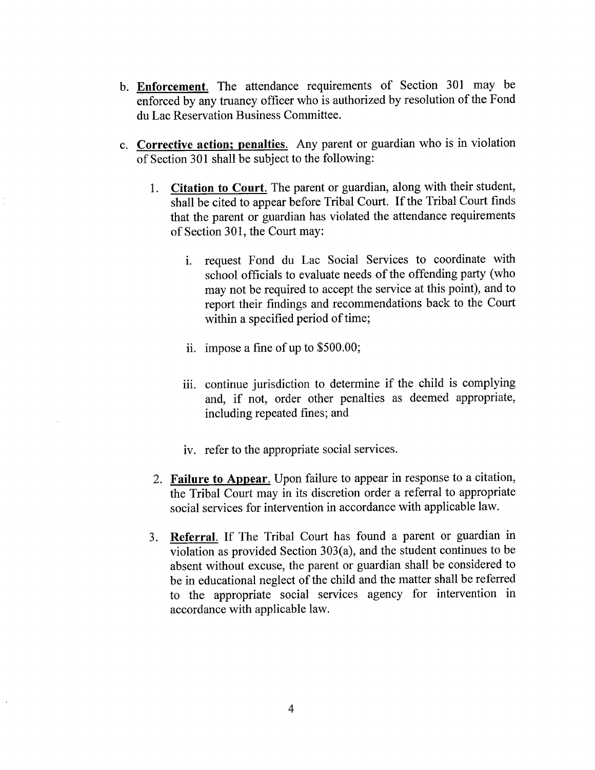b. **Enforcement.** The attendance requirements of Section 301 may be enforced by any truancy officer who is authorized by resolution of the Fond du Lac Reservation Business Committee.

c. **Corrective action; penalties.** Any parent or guardian who is in violation of Section 301 shall be subject to the following:

   1. **Citation to Court.** The parent or guardian, along with their student, shall be cited to appear before Tribal Court. If the Tribal Court finds that the parent or guardian has violated the attendance requirements of Section 301, the Court may:

      i. request Fond du Lac Social Services to coordinate with school officials to evaluate needs of the offending party (who may not be required to accept the service at this point), and to report their findings and recommendations back to the Court within a specified period of time;

      ii. impose a fine of up to $500.00;

      iii. continue jurisdiction to determine if the child is complying and, if not, order other penalties as deemed appropriate, including repeated fines; and

      iv. refer to the appropriate social services.

   2. **Failure to Appear.** Upon failure to appear in response to a citation, the Tribal Court may in its discretion order a referral to appropriate social services for intervention in accordance with applicable law.

   3. **Referral.** If The Tribal Court has found a parent or guardian in violation as provided Section 303(a), and the student continues to be absent without excuse, the parent or guardian shall be considered to be in educational neglect of the child and the matter shall be referred to the appropriate social services agency for intervention in accordance with applicable law.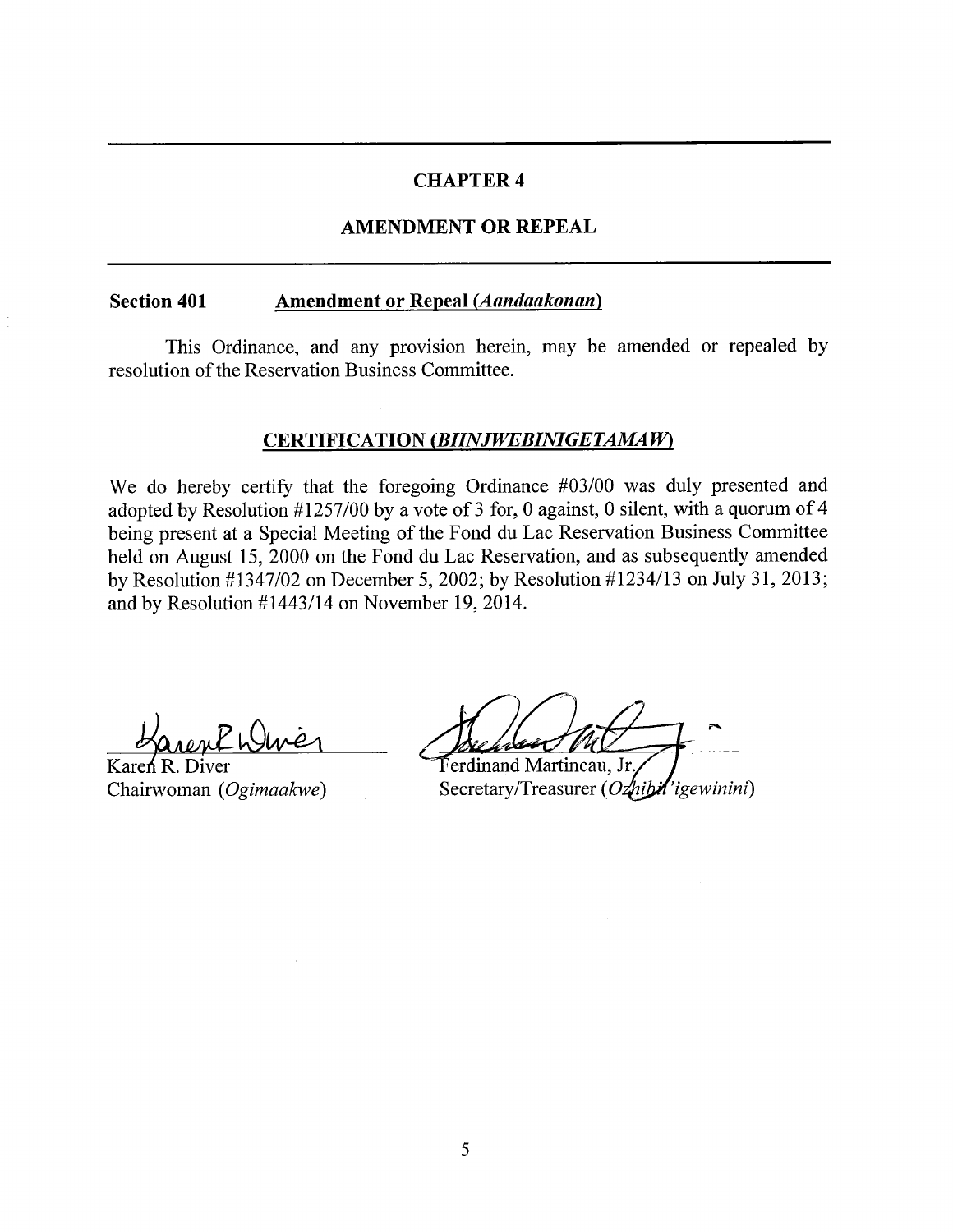## CHAPTER 4

## AMENDMENT OR REPEAL

**Section 401 <u>Amendment or Repeal (*Aandaakonan*)</u>**

This Ordinance, and any provision herein, may be amended or repealed by resolution of the Reservation Business Committee.

### <u>CERTIFICATION (*BIINJWEBINIGETAMAW*)</u>

We do hereby certify that the foregoing Ordinance #03/00 was duly presented and adopted by Resolution #1257/00 by a vote of 3 for, 0 against, 0 silent, with a quorum of 4 being present at a Special Meeting of the Fond du Lac Reservation Business Committee held on August 15, 2000 on the Fond du Lac Reservation, and as subsequently amended by Resolution #1347/02 on December 5, 2002; by Resolution #1234/13 on July 31, 2013; and by Resolution #1443/14 on November 19, 2014.

Karen R. Diver
Chairwoman (*Ogimaakwe*)

Ferdinand Martineau, Jr.
Secretary/Treasurer (*Ozhibii'igewinini*)